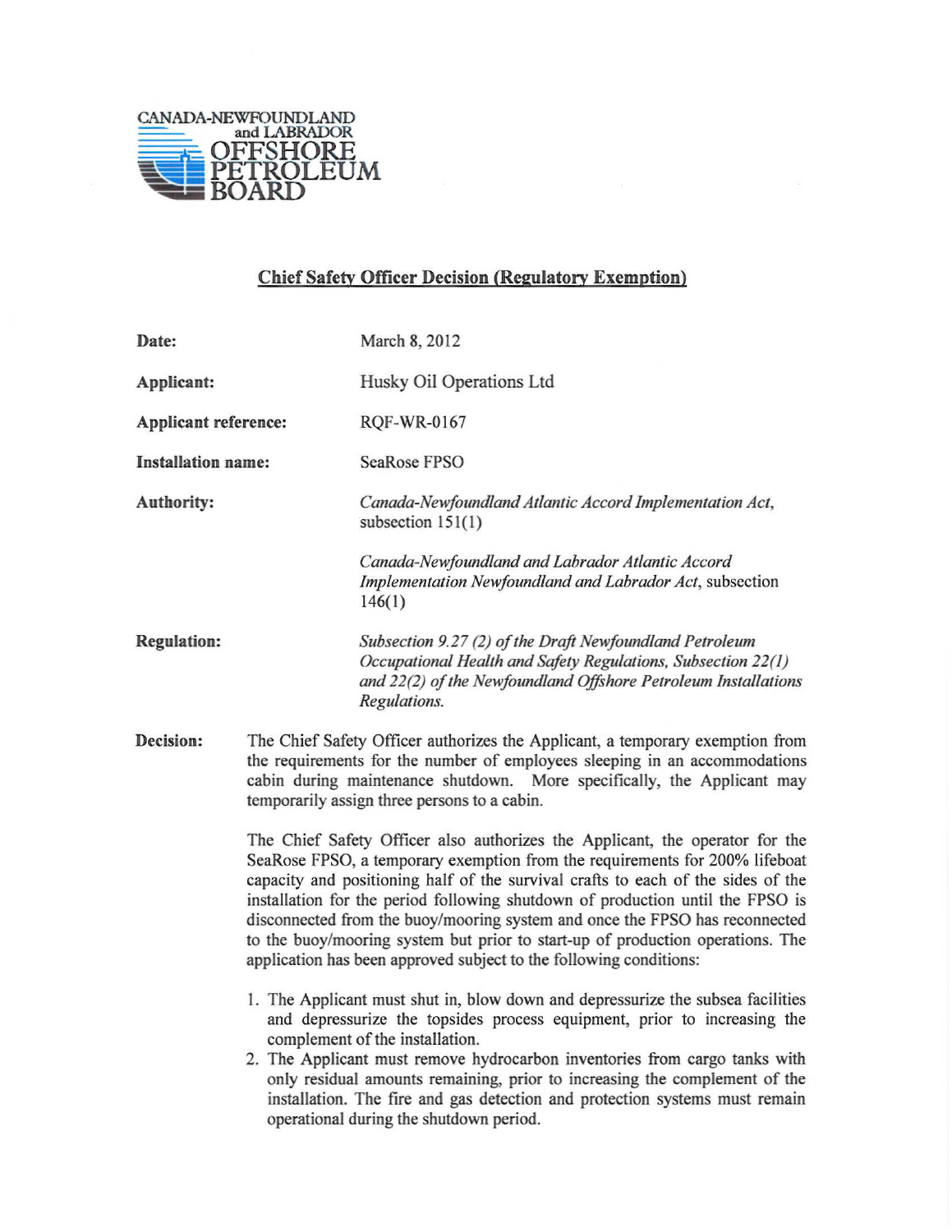CANADA-NEWFOUNDLAND and LABRADOR OFFSHORE PETROLEUM BOARD

## Chief Safety Officer Decision (Regulatory Exemption)

| | |
|---|---|
| **Date:** | March 8, 2012 |
| **Applicant:** | Husky Oil Operations Ltd |
| **Applicant reference:** | RQF-WR-0167 |
| **Installation name:** | SeaRose FPSO |
| **Authority:** | *Canada-Newfoundland Atlantic Accord Implementation Act*, subsection 151(1)<br><br>*Canada-Newfoundland and Labrador Atlantic Accord Implementation Newfoundland and Labrador Act*, subsection 146(1) |
| **Regulation:** | *Subsection 9.27 (2) of the Draft Newfoundland Petroleum Occupational Health and Safety Regulations, Subsection 22(1) and 22(2) of the Newfoundland Offshore Petroleum Installations Regulations.* |

**Decision:** The Chief Safety Officer authorizes the Applicant, a temporary exemption from the requirements for the number of employees sleeping in an accommodations cabin during maintenance shutdown. More specifically, the Applicant may temporarily assign three persons to a cabin.

The Chief Safety Officer also authorizes the Applicant, the operator for the SeaRose FPSO, a temporary exemption from the requirements for 200% lifeboat capacity and positioning half of the survival crafts to each of the sides of the installation for the period following shutdown of production until the FPSO is disconnected from the buoy/mooring system and once the FPSO has reconnected to the buoy/mooring system but prior to start-up of production operations. The application has been approved subject to the following conditions:

1. The Applicant must shut in, blow down and depressurize the subsea facilities and depressurize the topsides process equipment, prior to increasing the complement of the installation.
2. The Applicant must remove hydrocarbon inventories from cargo tanks with only residual amounts remaining, prior to increasing the complement of the installation. The fire and gas detection and protection systems must remain operational during the shutdown period.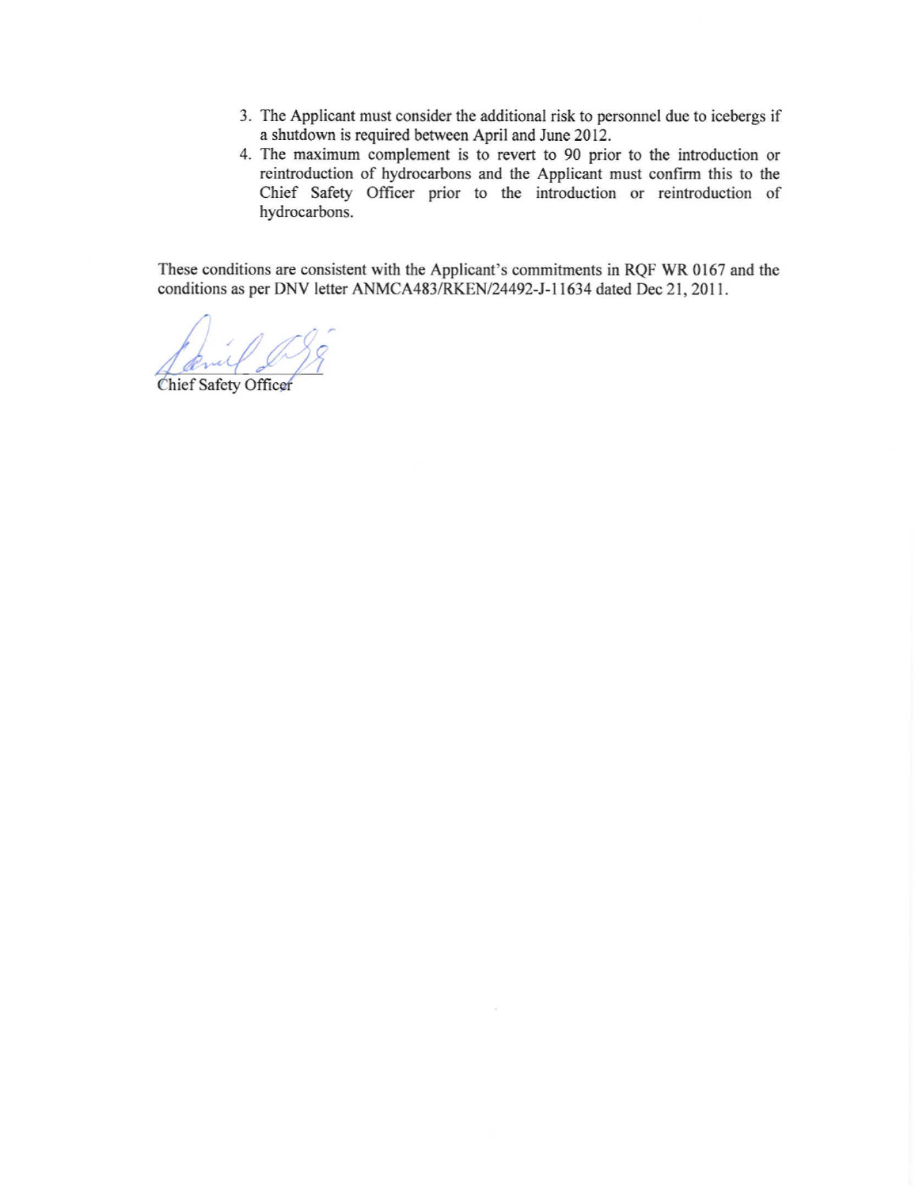3. The Applicant must consider the additional risk to personnel due to icebergs if a shutdown is required between April and June 2012.
4. The maximum complement is to revert to 90 prior to the introduction or reintroduction of hydrocarbons and the Applicant must confirm this to the Chief Safety Officer prior to the introduction or reintroduction of hydrocarbons.

These conditions are consistent with the Applicant's commitments in RQF WR 0167 and the conditions as per DNV letter ANMCA483/RKEN/24492-J-11634 dated Dec 21, 2011.

Chief Safety Officer